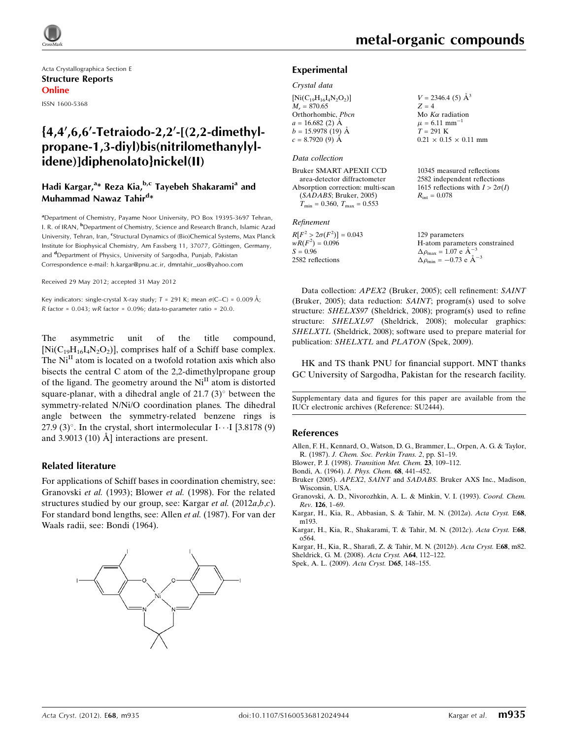Acta Crystallographica Section E
**Structure Reports**
**Online**

ISSN 1600-5368

# {4,4′,6,6′-Tetraiodo-2,2′-[(2,2-dimethylpropane-1,3-diyl)bis(nitrilomethanylylidene)]diphenolato}nickel(II)

**Hadi Kargar,[a]\* Reza Kia,[b,c] Tayebeh Shakarami[a] and Muhammad Nawaz Tahir[d]\***

[a]Department of Chemistry, Payame Noor University, PO Box 19395-3697 Tehran, I. R. of IRAN, [b]Department of Chemistry, Science and Research Branch, Islamic Azad University, Tehran, Iran, [c]Structural Dynamics of (Bio)Chemical Systems, Max Planck Institute for Biophysical Chemistry, Am Fassberg 11, 37077, Göttingen, Germany, and [d]Department of Physics, University of Sargodha, Punjab, Pakistan
Correspondence e-mail: h.kargar@pnu.ac.ir, dmntahir_uos@yahoo.com

Received 29 May 2012; accepted 31 May 2012

Key indicators: single-crystal X-ray study; $T$ = 291 K; mean $\sigma$(C–C) = 0.009 Å; $R$ factor = 0.043; $wR$ factor = 0.096; data-to-parameter ratio = 20.0.

The asymmetric unit of the title compound, $[Ni(C_{19}H_{16}I_4N_2O_2)]$, comprises half of a Schiff base complex. The $Ni^{II}$ atom is located on a twofold rotation axis which also bisects the central C atom of the 2,2-dimethylpropane group of the ligand. The geometry around the $Ni^{II}$ atom is distorted square-planar, with a dihedral angle of 21.7 (3)° between the symmetry-related N/Ni/O coordination planes. The dihedral angle between the symmetry-related benzene rings is 27.9 (3)°. In the crystal, short intermolecular I⋯I [3.8178 (9) and 3.9013 (10) Å] interactions are present.

## Related literature

For applications of Schiff bases in coordination chemistry, see: Granovski *et al.* (1993); Blower *et al.* (1998). For the related structures studied by our group, see: Kargar *et al.* (2012*a*,*b*,*c*). For standard bond lengths, see: Allen *et al.* (1987). For van der Waals radii, see: Bondi (1964).

## Experimental

### Crystal data

$[Ni(C_{19}H_{16}I_4N_2O_2)]$
$M_r$ = 870.65
Orthorhombic, *Pbcn*
$a$ = 16.682 (2) Å
$b$ = 15.9978 (19) Å
$c$ = 8.7920 (9) Å
$V$ = 2346.4 (5) Å$^3$
$Z$ = 4
Mo $K\alpha$ radiation
$\mu$ = 6.11 mm$^{-1}$
$T$ = 291 K
0.21 × 0.15 × 0.11 mm

### Data collection

Bruker SMART APEXII CCD area-detector diffractometer
Absorption correction: multi-scan (*SADABS*; Bruker, 2005)
$T_{min}$ = 0.360, $T_{max}$ = 0.553
10345 measured reflections
2582 independent reflections
1615 reflections with $I > 2\sigma(I)$
$R_{int}$ = 0.078

### Refinement

$R[F^2 > 2\sigma(F^2)]$ = 0.043
$wR(F^2)$ = 0.096
$S$ = 0.96
2582 reflections
129 parameters
H-atom parameters constrained
$\Delta\rho_{max}$ = 1.07 e Å$^{-3}$
$\Delta\rho_{min}$ = −0.73 e Å$^{-3}$

Data collection: *APEX2* (Bruker, 2005); cell refinement: *SAINT* (Bruker, 2005); data reduction: *SAINT*; program(s) used to solve structure: *SHELXS97* (Sheldrick, 2008); program(s) used to refine structure: *SHELXL97* (Sheldrick, 2008); molecular graphics: *SHELXTL* (Sheldrick, 2008); software used to prepare material for publication: *SHELXTL* and *PLATON* (Spek, 2009).

HK and TS thank PNU for financial support. MNT thanks GC University of Sargodha, Pakistan for the research facility.

Supplementary data and figures for this paper are available from the IUCr electronic archives (Reference: SU2444).

## References

Allen, F. H., Kennard, O., Watson, D. G., Brammer, L., Orpen, A. G. & Taylor, R. (1987). *J. Chem. Soc. Perkin Trans. 2*, pp. S1–19.
Blower, P. J. (1998). *Transition Met. Chem.* **23**, 109–112.
Bondi, A. (1964). *J. Phys. Chem.* **68**, 441–452.
Bruker (2005). *APEX2*, *SAINT* and *SADABS*. Bruker AXS Inc., Madison, Wisconsin, USA.
Granovski, A. D., Nivorozhkin, A. L. & Minkin, V. I. (1993). *Coord. Chem. Rev.* **126**, 1–69.
Kargar, H., Kia, R., Abbasian, S. & Tahir, M. N. (2012*a*). *Acta Cryst.* E**68**, m193.
Kargar, H., Kia, R., Shakarami, T. & Tahir, M. N. (2012*c*). *Acta Cryst.* E**68**, o564.
Kargar, H., Kia, R., Sharafi, Z. & Tahir, M. N. (2012*b*). *Acta Cryst.* E**68**, m82.
Sheldrick, G. M. (2008). *Acta Cryst.* A**64**, 112–122.
Spek, A. L. (2009). *Acta Cryst.* D**65**, 148–155.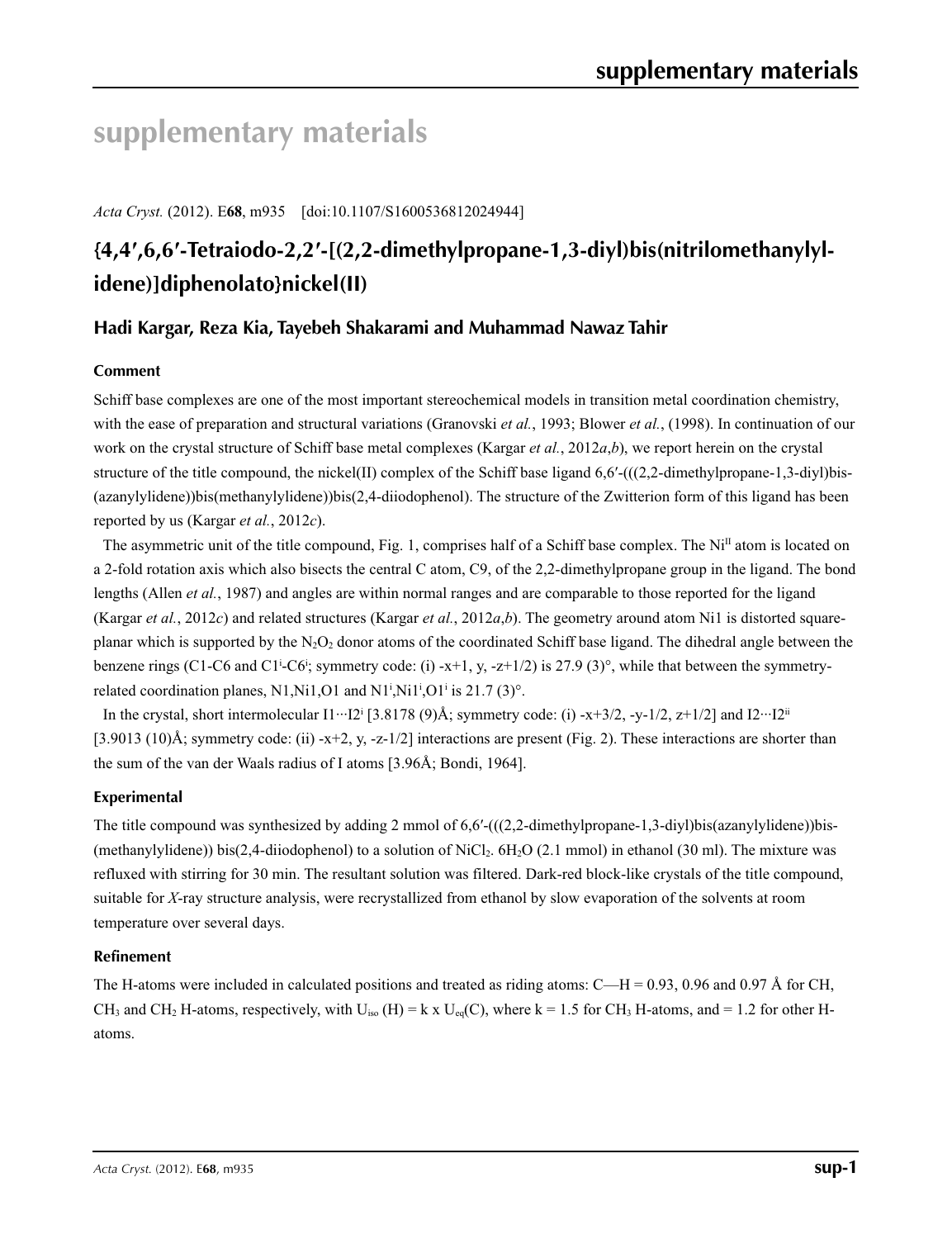# supplementary materials

*Acta Cryst.* (2012). E**68**, m935 [doi:10.1107/S1600536812024944]

## {4,4′,6,6′-Tetraiodo-2,2′-[(2,2-dimethylpropane-1,3-diyl)bis(nitrilomethanylylidene)]diphenolato}nickel(II)

### Hadi Kargar, Reza Kia, Tayebeh Shakarami and Muhammad Nawaz Tahir

#### Comment

Schiff base complexes are one of the most important stereochemical models in transition metal coordination chemistry, with the ease of preparation and structural variations (Granovski *et al.*, 1993; Blower *et al.*, (1998). In continuation of our work on the crystal structure of Schiff base metal complexes (Kargar *et al.*, 2012*a*,*b*), we report herein on the crystal structure of the title compound, the nickel(II) complex of the Schiff base ligand 6,6′-(((2,2-dimethylpropane-1,3-diyl)bis-(azanylylidene))bis(methanylylidene))bis(2,4-diiodophenol). The structure of the Zwitterion form of this ligand has been reported by us (Kargar *et al.*, 2012*c*).

The asymmetric unit of the title compound, Fig. 1, comprises half of a Schiff base complex. The $Ni^{II}$ atom is located on a 2-fold rotation axis which also bisects the central C atom, C9, of the 2,2-dimethylpropane group in the ligand. The bond lengths (Allen *et al.*, 1987) and angles are within normal ranges and are comparable to those reported for the ligand (Kargar *et al.*, 2012*c*) and related structures (Kargar *et al.*, 2012*a*,*b*). The geometry around atom Ni1 is distorted square-planar which is supported by the $N_2O_2$ donor atoms of the coordinated Schiff base ligand. The dihedral angle between the benzene rings (C1-C6 and $C1^i$-$C6^i$; symmetry code: (i) -x+1, y, -z+1/2) is 27.9 (3)°, while that between the symmetry-related coordination planes, N1,Ni1,O1 and $N1^i$,$Ni1^i$,$O1^i$ is 21.7 (3)°.

In the crystal, short intermolecular I1···$I2^i$ [3.8178 (9)Å; symmetry code: (i) -x+3/2, -y-1/2, z+1/2] and I2···$I2^{ii}$ [3.9013 (10)Å; symmetry code: (ii) -x+2, y, -z-1/2] interactions are present (Fig. 2). These interactions are shorter than the sum of the van der Waals radius of I atoms [3.96Å; Bondi, 1964].

#### Experimental

The title compound was synthesized by adding 2 mmol of 6,6′-(((2,2-dimethylpropane-1,3-diyl)bis(azanylylidene))bis-(methanylylidene)) bis(2,4-diiodophenol) to a solution of $NiCl_2$. $6H_2O$ (2.1 mmol) in ethanol (30 ml). The mixture was refluxed with stirring for 30 min. The resultant solution was filtered. Dark-red block-like crystals of the title compound, suitable for *X*-ray structure analysis, were recrystallized from ethanol by slow evaporation of the solvents at room temperature over several days.

#### Refinement

The H-atoms were included in calculated positions and treated as riding atoms: C—H = 0.93, 0.96 and 0.97 Å for CH, $CH_3$ and $CH_2$ H-atoms, respectively, with $U_{iso}$ (H) = k x $U_{eq}$(C), where k = 1.5 for $CH_3$ H-atoms, and = 1.2 for other H-atoms.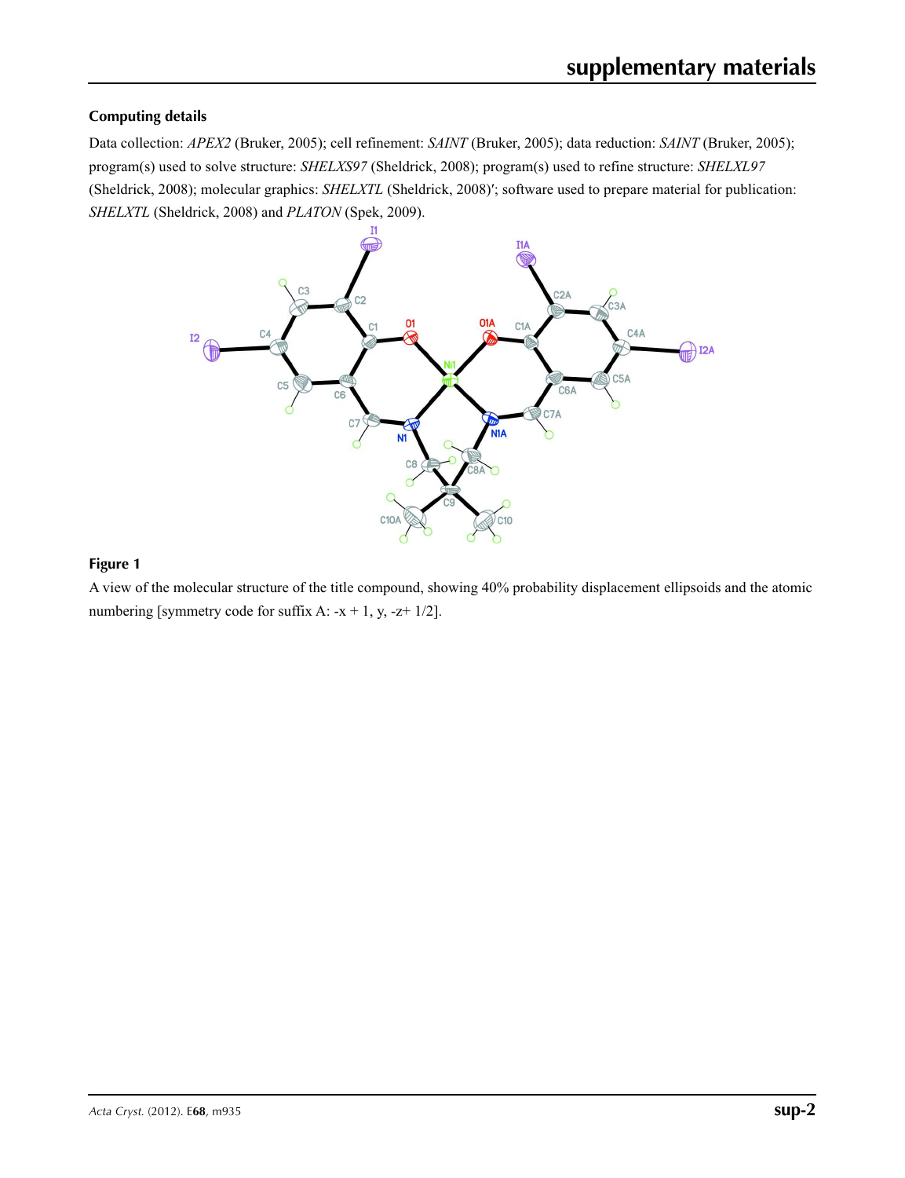## Computing details

Data collection: *APEX2* (Bruker, 2005); cell refinement: *SAINT* (Bruker, 2005); data reduction: *SAINT* (Bruker, 2005); program(s) used to solve structure: *SHELXS97* (Sheldrick, 2008); program(s) used to refine structure: *SHELXL97* (Sheldrick, 2008); molecular graphics: *SHELXTL* (Sheldrick, 2008)′; software used to prepare material for publication: *SHELXTL* (Sheldrick, 2008) and *PLATON* (Spek, 2009).

### Figure 1

A view of the molecular structure of the title compound, showing 40% probability displacement ellipsoids and the atomic numbering [symmetry code for suffix A: -x + 1, y, -z+ 1/2].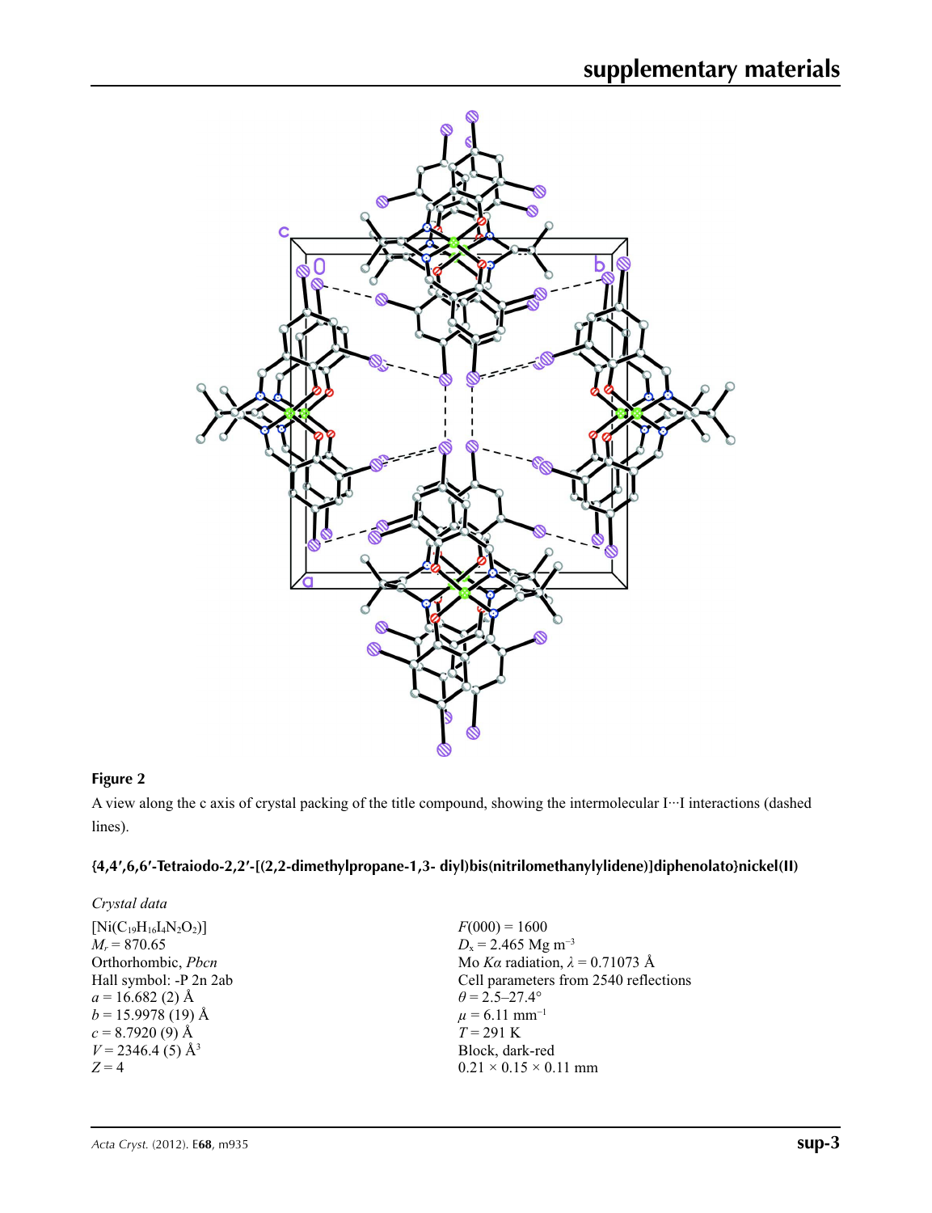**Figure 2**

A view along the c axis of crystal packing of the title compound, showing the intermolecular I···I interactions (dashed lines).

### {4,4′,6,6′-Tetraiodo-2,2′-[(2,2-dimethylpropane-1,3- diyl)bis(nitrilomethanylylidene)]diphenolato}nickel(II)

*Crystal data*

| | |
|---|---|
| $[Ni(C_{19}H_{16}I_4N_2O_2)]$ | $F(000) = 1600$ |
| $M_r = 870.65$ | $D_x = 2.465$ Mg m$^{-3}$ |
| Orthorhombic, *Pbcn* | Mo $K\alpha$ radiation, $\lambda = 0.71073$ Å |
| Hall symbol: -P 2n 2ab | Cell parameters from 2540 reflections |
| $a = 16.682$ (2) Å | $\theta = 2.5$–$27.4°$ |
| $b = 15.9978$ (19) Å | $\mu = 6.11$ mm$^{-1}$ |
| $c = 8.7920$ (9) Å | $T = 291$ K |
| $V = 2346.4$ (5) Å$^3$ | Block, dark-red |
| $Z = 4$ | $0.21 \times 0.15 \times 0.11$ mm |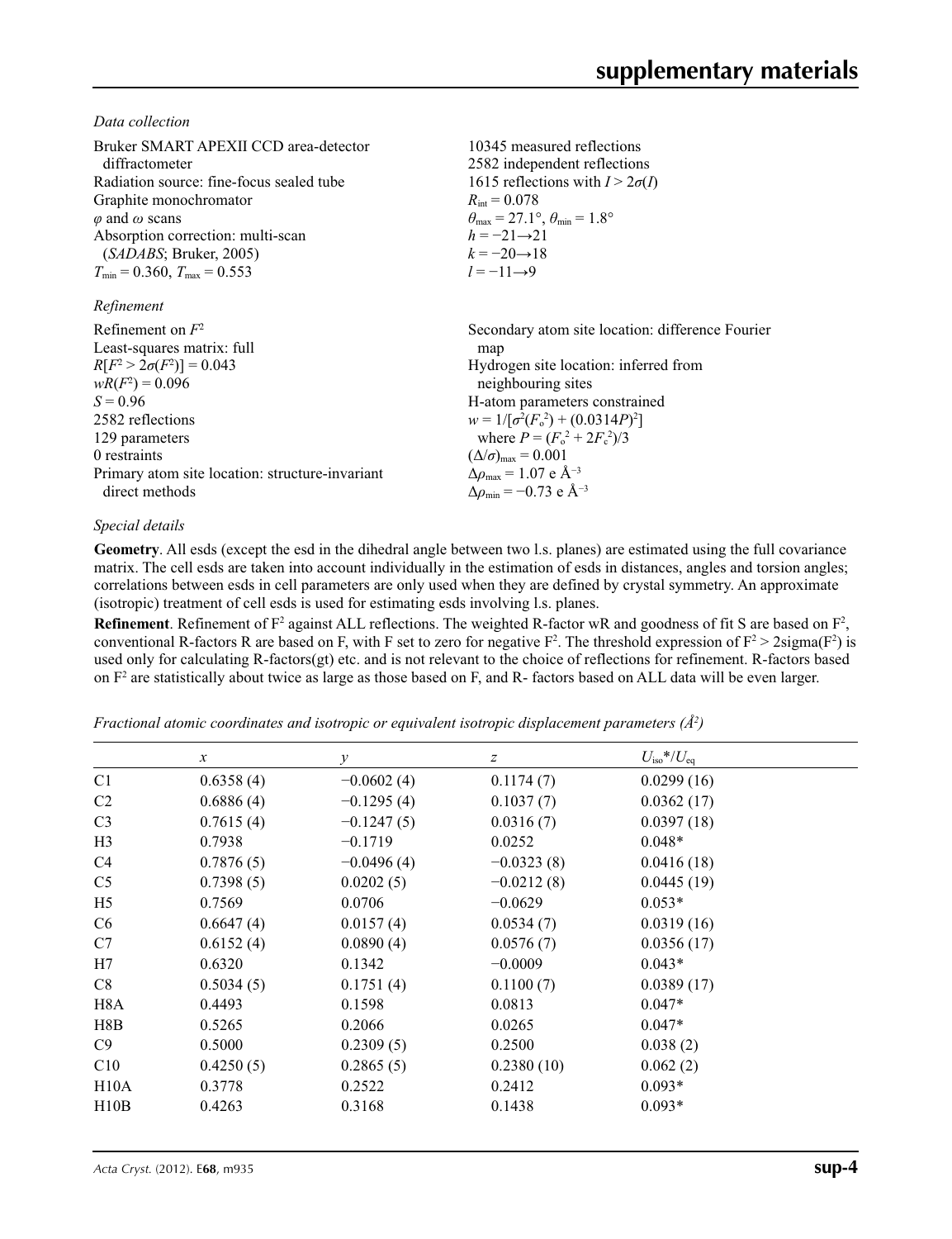*Data collection*

Bruker SMART APEXII CCD area-detector diffractometer
Radiation source: fine-focus sealed tube
Graphite monochromator
$\varphi$ and $\omega$ scans
Absorption correction: multi-scan (*SADABS*; Bruker, 2005)
$T_{min} = 0.360$, $T_{max} = 0.553$

10345 measured reflections
2582 independent reflections
1615 reflections with $I > 2\sigma(I)$
$R_{int} = 0.078$
$\theta_{max} = 27.1°$, $\theta_{min} = 1.8°$
$h = -21 \rightarrow 21$
$k = -20 \rightarrow 18$
$l = -11 \rightarrow 9$

*Refinement*

Refinement on $F^2$
Least-squares matrix: full
$R[F^2 > 2\sigma(F^2)] = 0.043$
$wR(F^2) = 0.096$
$S = 0.96$
2582 reflections
129 parameters
0 restraints
Primary atom site location: structure-invariant direct methods

Secondary atom site location: difference Fourier map
Hydrogen site location: inferred from neighbouring sites
H-atom parameters constrained
$w = 1/[\sigma^2(F_o^2) + (0.0314P)^2]$ where $P = (F_o^2 + 2F_c^2)/3$
$(\Delta/\sigma)_{max} = 0.001$
$\Delta\rho_{max} = 1.07$ e Å$^{-3}$
$\Delta\rho_{min} = -0.73$ e Å$^{-3}$

*Special details*

**Geometry**. All esds (except the esd in the dihedral angle between two l.s. planes) are estimated using the full covariance matrix. The cell esds are taken into account individually in the estimation of esds in distances, angles and torsion angles; correlations between esds in cell parameters are only used when they are defined by crystal symmetry. An approximate (isotropic) treatment of cell esds is used for estimating esds involving l.s. planes.

**Refinement**. Refinement of $F^2$ against ALL reflections. The weighted R-factor wR and goodness of fit S are based on $F^2$, conventional R-factors R are based on F, with F set to zero for negative $F^2$. The threshold expression of $F^2 > 2\text{sigma}(F^2)$ is used only for calculating R-factors(gt) etc. and is not relevant to the choice of reflections for refinement. R-factors based on $F^2$ are statistically about twice as large as those based on F, and R- factors based on ALL data will be even larger.

*Fractional atomic coordinates and isotropic or equivalent isotropic displacement parameters (Å$^2$)*

| | $x$ | $y$ | $z$ | $U_{iso}$*/$U_{eq}$ |
|---|---|---|---|---|
| C1 | 0.6358 (4) | −0.0602 (4) | 0.1174 (7) | 0.0299 (16) |
| C2 | 0.6886 (4) | −0.1295 (4) | 0.1037 (7) | 0.0362 (17) |
| C3 | 0.7615 (4) | −0.1247 (5) | 0.0316 (7) | 0.0397 (18) |
| H3 | 0.7938 | −0.1719 | 0.0252 | 0.048* |
| C4 | 0.7876 (5) | −0.0496 (4) | −0.0323 (8) | 0.0416 (18) |
| C5 | 0.7398 (5) | 0.0202 (5) | −0.0212 (8) | 0.0445 (19) |
| H5 | 0.7569 | 0.0706 | −0.0629 | 0.053* |
| C6 | 0.6647 (4) | 0.0157 (4) | 0.0534 (7) | 0.0319 (16) |
| C7 | 0.6152 (4) | 0.0890 (4) | 0.0576 (7) | 0.0356 (17) |
| H7 | 0.6320 | 0.1342 | −0.0009 | 0.043* |
| C8 | 0.5034 (5) | 0.1751 (4) | 0.1100 (7) | 0.0389 (17) |
| H8A | 0.4493 | 0.1598 | 0.0813 | 0.047* |
| H8B | 0.5265 | 0.2066 | 0.0265 | 0.047* |
| C9 | 0.5000 | 0.2309 (5) | 0.2500 | 0.038 (2) |
| C10 | 0.4250 (5) | 0.2865 (5) | 0.2380 (10) | 0.062 (2) |
| H10A | 0.3778 | 0.2522 | 0.2412 | 0.093* |
| H10B | 0.4263 | 0.3168 | 0.1438 | 0.093* |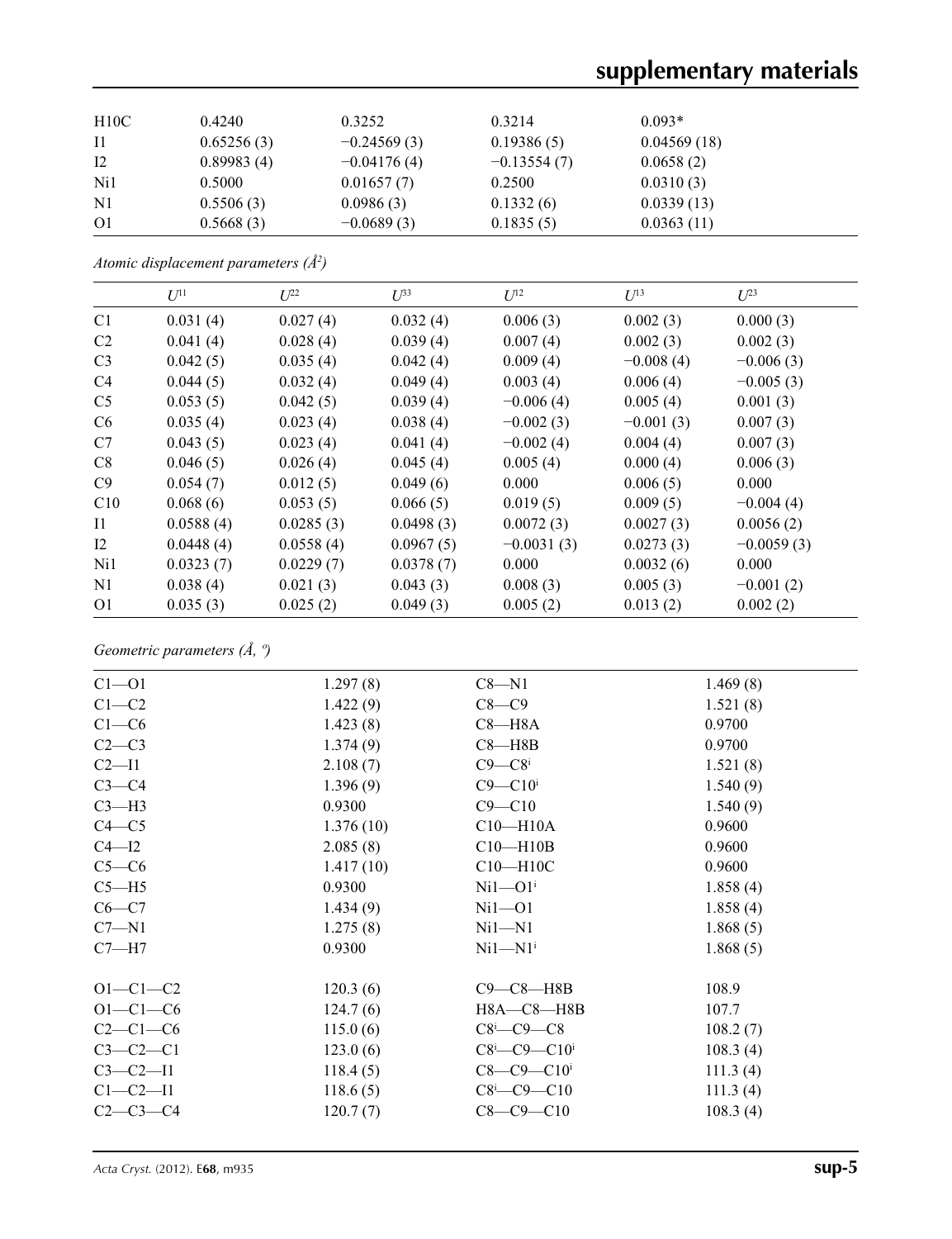| | | | | |
|---|---|---|---|---|
| H10C | 0.4240 | 0.3252 | 0.3214 | 0.093* |
| I1 | 0.65256 (3) | −0.24569 (3) | 0.19386 (5) | 0.04569 (18) |
| I2 | 0.89983 (4) | −0.04176 (4) | −0.13554 (7) | 0.0658 (2) |
| Ni1 | 0.5000 | 0.01657 (7) | 0.2500 | 0.0310 (3) |
| N1 | 0.5506 (3) | 0.0986 (3) | 0.1332 (6) | 0.0339 (13) |
| O1 | 0.5668 (3) | −0.0689 (3) | 0.1835 (5) | 0.0363 (11) |

*Atomic displacement parameters (Å²)*

| | $U^{11}$ | $U^{22}$ | $U^{33}$ | $U^{12}$ | $U^{13}$ | $U^{23}$ |
|---|---|---|---|---|---|---|
| C1 | 0.031 (4) | 0.027 (4) | 0.032 (4) | 0.006 (3) | 0.002 (3) | 0.000 (3) |
| C2 | 0.041 (4) | 0.028 (4) | 0.039 (4) | 0.007 (4) | 0.002 (3) | 0.002 (3) |
| C3 | 0.042 (5) | 0.035 (4) | 0.042 (4) | 0.009 (4) | −0.008 (4) | −0.006 (3) |
| C4 | 0.044 (5) | 0.032 (4) | 0.049 (4) | 0.003 (4) | 0.006 (4) | −0.005 (3) |
| C5 | 0.053 (5) | 0.042 (5) | 0.039 (4) | −0.006 (4) | 0.005 (4) | 0.001 (3) |
| C6 | 0.035 (4) | 0.023 (4) | 0.038 (4) | −0.002 (3) | −0.001 (3) | 0.007 (3) |
| C7 | 0.043 (5) | 0.023 (4) | 0.041 (4) | −0.002 (4) | 0.004 (4) | 0.007 (3) |
| C8 | 0.046 (5) | 0.026 (4) | 0.045 (4) | 0.005 (4) | 0.000 (4) | 0.006 (3) |
| C9 | 0.054 (7) | 0.012 (5) | 0.049 (6) | 0.000 | 0.006 (5) | 0.000 |
| C10 | 0.068 (6) | 0.053 (5) | 0.066 (5) | 0.019 (5) | 0.009 (5) | −0.004 (4) |
| I1 | 0.0588 (4) | 0.0285 (3) | 0.0498 (3) | 0.0072 (3) | 0.0027 (3) | 0.0056 (2) |
| I2 | 0.0448 (4) | 0.0558 (4) | 0.0967 (5) | −0.0031 (3) | 0.0273 (3) | −0.0059 (3) |
| Ni1 | 0.0323 (7) | 0.0229 (7) | 0.0378 (7) | 0.000 | 0.0032 (6) | 0.000 |
| N1 | 0.038 (4) | 0.021 (3) | 0.043 (3) | 0.008 (3) | 0.005 (3) | −0.001 (2) |
| O1 | 0.035 (3) | 0.025 (2) | 0.049 (3) | 0.005 (2) | 0.013 (2) | 0.002 (2) |

*Geometric parameters (Å, º)*

| | | | |
|---|---|---|---|
| C1—O1 | 1.297 (8) | C8—N1 | 1.469 (8) |
| C1—C2 | 1.422 (9) | C8—C9 | 1.521 (8) |
| C1—C6 | 1.423 (8) | C8—H8A | 0.9700 |
| C2—C3 | 1.374 (9) | C8—H8B | 0.9700 |
| C2—I1 | 2.108 (7) | C9—C8ⁱ | 1.521 (8) |
| C3—C4 | 1.396 (9) | C9—C10ⁱ | 1.540 (9) |
| C3—H3 | 0.9300 | C9—C10 | 1.540 (9) |
| C4—C5 | 1.376 (10) | C10—H10A | 0.9600 |
| C4—I2 | 2.085 (8) | C10—H10B | 0.9600 |
| C5—C6 | 1.417 (10) | C10—H10C | 0.9600 |
| C5—H5 | 0.9300 | Ni1—O1ⁱ | 1.858 (4) |
| C6—C7 | 1.434 (9) | Ni1—O1 | 1.858 (4) |
| C7—N1 | 1.275 (8) | Ni1—N1 | 1.868 (5) |
| C7—H7 | 0.9300 | Ni1—N1ⁱ | 1.868 (5) |
| | | | |
| O1—C1—C2 | 120.3 (6) | C9—C8—H8B | 108.9 |
| O1—C1—C6 | 124.7 (6) | H8A—C8—H8B | 107.7 |
| C2—C1—C6 | 115.0 (6) | C8ⁱ—C9—C8 | 108.2 (7) |
| C3—C2—C1 | 123.0 (6) | C8ⁱ—C9—C10ⁱ | 108.3 (4) |
| C3—C2—I1 | 118.4 (5) | C8—C9—C10ⁱ | 111.3 (4) |
| C1—C2—I1 | 118.6 (5) | C8ⁱ—C9—C10 | 111.3 (4) |
| C2—C3—C4 | 120.7 (7) | C8—C9—C10 | 108.3 (4) |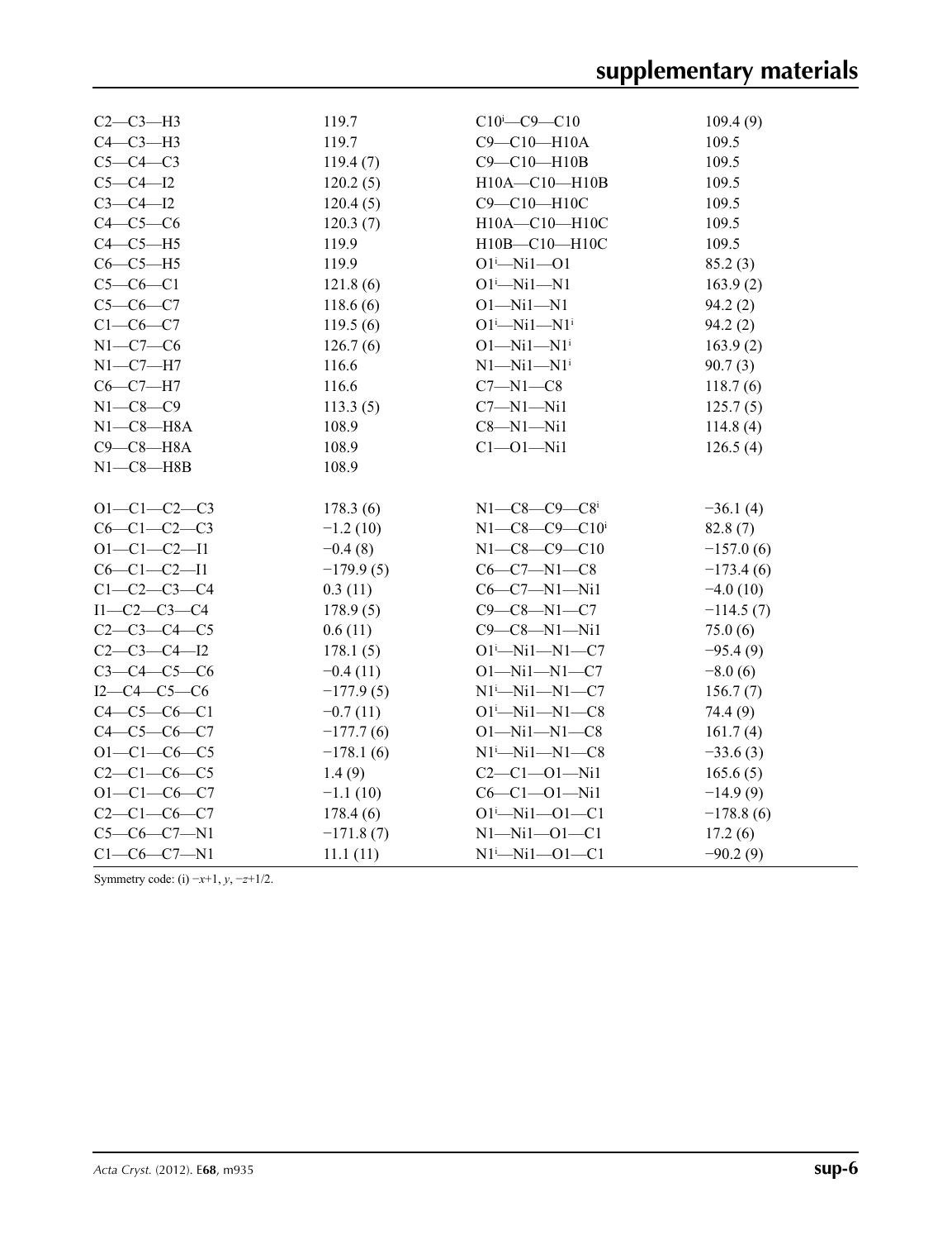| | | | |
|---|---|---|---|
| C2—C3—H3 | 119.7 | C10$^{i}$—C9—C10 | 109.4 (9) |
| C4—C3—H3 | 119.7 | C9—C10—H10A | 109.5 |
| C5—C4—C3 | 119.4 (7) | C9—C10—H10B | 109.5 |
| C5—C4—I2 | 120.2 (5) | H10A—C10—H10B | 109.5 |
| C3—C4—I2 | 120.4 (5) | C9—C10—H10C | 109.5 |
| C4—C5—C6 | 120.3 (7) | H10A—C10—H10C | 109.5 |
| C4—C5—H5 | 119.9 | H10B—C10—H10C | 109.5 |
| C6—C5—H5 | 119.9 | O1$^{i}$—Ni1—O1 | 85.2 (3) |
| C5—C6—C1 | 121.8 (6) | O1$^{i}$—Ni1—N1 | 163.9 (2) |
| C5—C6—C7 | 118.6 (6) | O1—Ni1—N1 | 94.2 (2) |
| C1—C6—C7 | 119.5 (6) | O1$^{i}$—Ni1—N1$^{i}$ | 94.2 (2) |
| N1—C7—C6 | 126.7 (6) | O1—Ni1—N1$^{i}$ | 163.9 (2) |
| N1—C7—H7 | 116.6 | N1—Ni1—N1$^{i}$ | 90.7 (3) |
| C6—C7—H7 | 116.6 | C7—N1—C8 | 118.7 (6) |
| N1—C8—C9 | 113.3 (5) | C7—N1—Ni1 | 125.7 (5) |
| N1—C8—H8A | 108.9 | C8—N1—Ni1 | 114.8 (4) |
| C9—C8—H8A | 108.9 | C1—O1—Ni1 | 126.5 (4) |
| N1—C8—H8B | 108.9 | | |
| | | | |
| O1—C1—C2—C3 | 178.3 (6) | N1—C8—C9—C8$^{i}$ | −36.1 (4) |
| C6—C1—C2—C3 | −1.2 (10) | N1—C8—C9—C10$^{i}$ | 82.8 (7) |
| O1—C1—C2—I1 | −0.4 (8) | N1—C8—C9—C10 | −157.0 (6) |
| C6—C1—C2—I1 | −179.9 (5) | C6—C7—N1—C8 | −173.4 (6) |
| C1—C2—C3—C4 | 0.3 (11) | C6—C7—N1—Ni1 | −4.0 (10) |
| I1—C2—C3—C4 | 178.9 (5) | C9—C8—N1—C7 | −114.5 (7) |
| C2—C3—C4—C5 | 0.6 (11) | C9—C8—N1—Ni1 | 75.0 (6) |
| C2—C3—C4—I2 | 178.1 (5) | O1$^{i}$—Ni1—N1—C7 | −95.4 (9) |
| C3—C4—C5—C6 | −0.4 (11) | O1—Ni1—N1—C7 | −8.0 (6) |
| I2—C4—C5—C6 | −177.9 (5) | N1$^{i}$—Ni1—N1—C7 | 156.7 (7) |
| C4—C5—C6—C1 | −0.7 (11) | O1$^{i}$—Ni1—N1—C8 | 74.4 (9) |
| C4—C5—C6—C7 | −177.7 (6) | O1—Ni1—N1—C8 | 161.7 (4) |
| O1—C1—C6—C5 | −178.1 (6) | N1$^{i}$—Ni1—N1—C8 | −33.6 (3) |
| C2—C1—C6—C5 | 1.4 (9) | C2—C1—O1—Ni1 | 165.6 (5) |
| O1—C1—C6—C7 | −1.1 (10) | C6—C1—O1—Ni1 | −14.9 (9) |
| C2—C1—C6—C7 | 178.4 (6) | O1$^{i}$—Ni1—O1—C1 | −178.8 (6) |
| C5—C6—C7—N1 | −171.8 (7) | N1—Ni1—O1—C1 | 17.2 (6) |
| C1—C6—C7—N1 | 11.1 (11) | N1$^{i}$—Ni1—O1—C1 | −90.2 (9) |

Symmetry code: (i) $-x+1, y, -z+1/2$.